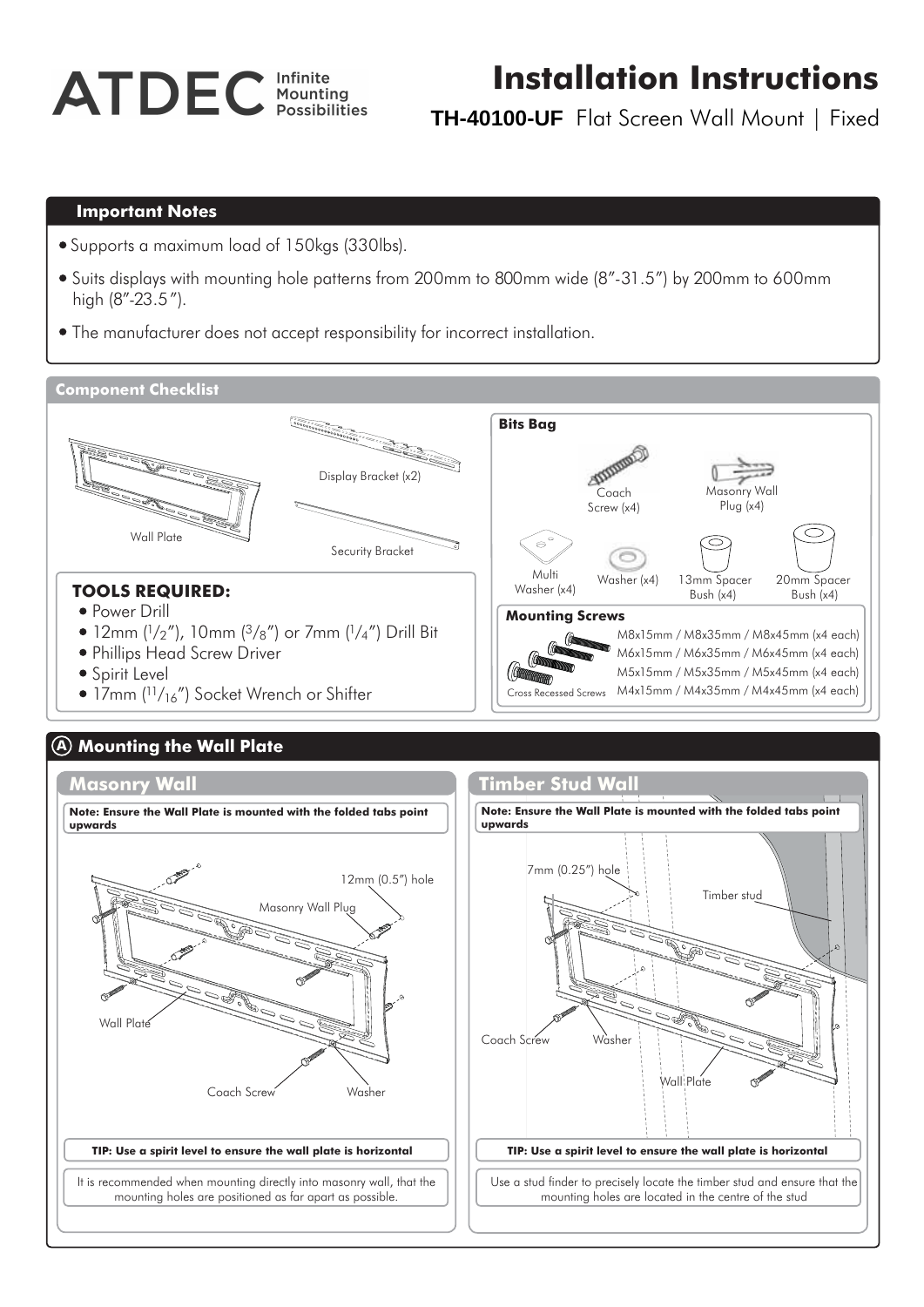# ATDEC Infinite Mounting Possibilities

# Installation Instructions

**TH-40100-UF** Flat Screen Wall Mount | Fixed

## Important Notes

- Supports a maximum load of 150kgs (330lbs).
- Suits displays with mounting hole patterns from 200mm to 800mm wide (8"-31.5") by 200mm to 600mm high (8"-23.5").
- The manufacturer does not accept responsibility for incorrect installation.

## Component Checklist

Wall Plate

Display Bracket (x2)

Security Bracket

### Bits Bag

- Coach Screw (x4)
- Masonry Wall Plug (x4)
- Multi Washer (x4)
- Washer (x4)
- 13mm Spacer Bush (x4)
- 20mm Spacer Bush (x4)

### Mounting Screws

Cross Recessed Screws

- M8x15mm / M8x35mm / M8x45mm (x4 each)
- M6x15mm / M6x35mm / M6x45mm (x4 each)
- M5x15mm / M5x35mm / M5x45mm (x4 each)
- M4x15mm / M4x35mm / M4x45mm (x4 each)

### TOOLS REQUIRED:

- Power Drill
- 12mm (1/2"), 10mm (3/8") or 7mm (1/4") Drill Bit
- Phillips Head Screw Driver
- Spirit Level
- 17mm (11/16") Socket Wrench or Shifter

## A Mounting the Wall Plate

### Masonry Wall

**Note: Ensure the Wall Plate is mounted with the folded tabs point upwards**

12mm (0.5") hole

Masonry Wall Plug

Wall Plate

Coach Screw

Washer

**TIP: Use a spirit level to ensure the wall plate is horizontal**

It is recommended when mounting directly into masonry wall, that the mounting holes are positioned as far apart as possible.

### Timber Stud Wall

**Note: Ensure the Wall Plate is mounted with the folded tabs point upwards**

7mm (0.25") hole

Timber stud

Coach Screw

Washer

Wall Plate

**TIP: Use a spirit level to ensure the wall plate is horizontal**

Use a stud finder to precisely locate the timber stud and ensure that the mounting holes are located in the centre of the stud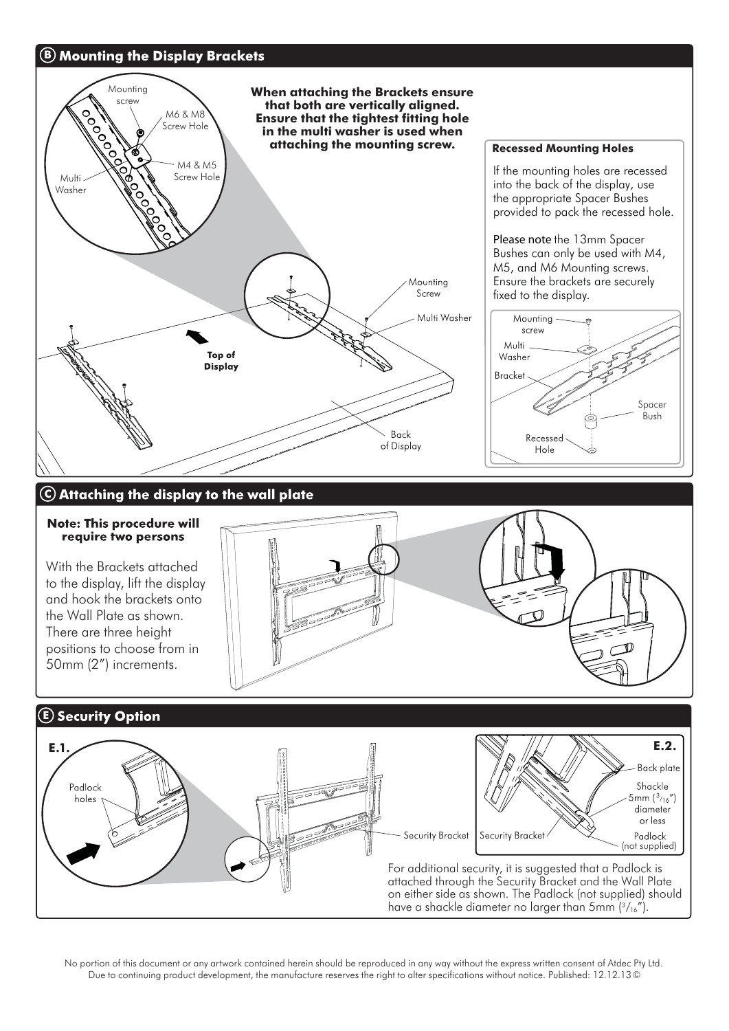## B Mounting the Display Brackets

Mounting screw

M6 & M8 Screw Hole

M4 & M5 Screw Hole

Multi Washer

**When attaching the Brackets ensure that both are vertically aligned. Ensure that the tightest fitting hole in the multi washer is used when attaching the mounting screw.**

Mounting Screw

Multi Washer

**Top of Display**

Back of Display

### Recessed Mounting Holes

If the mounting holes are recessed into the back of the display, use the appropriate Spacer Bushes provided to pack the recessed hole.

Please note the 13mm Spacer Bushes can only be used with M4, M5, and M6 Mounting screws. Ensure the brackets are securely fixed to the display.

Mounting screw

Multi Washer

Bracket

Spacer Bush

Recessed Hole

## C Attaching the display to the wall plate

**Note: This procedure will require two persons**

With the Brackets attached to the display, lift the display and hook the brackets onto the Wall Plate as shown. There are three height positions to choose from in 50mm (2") increments.

## E Security Option

**E.1.**

Padlock holes

Security Bracket

**E.2.**

Back plate

Shackle 5mm (3/16") diameter or less

Security Bracket

Padlock (not supplied)

For additional security, it is suggested that a Padlock is attached through the Security Bracket and the Wall Plate on either side as shown. The Padlock (not supplied) should have a shackle diameter no larger than 5mm (3/16").

No portion of this document or any artwork contained herein should be reproduced in any way without the express written consent of Atdec Pty Ltd. Due to continuing product development, the manufacture reserves the right to alter specifications without notice. Published: 12.12.13 ©